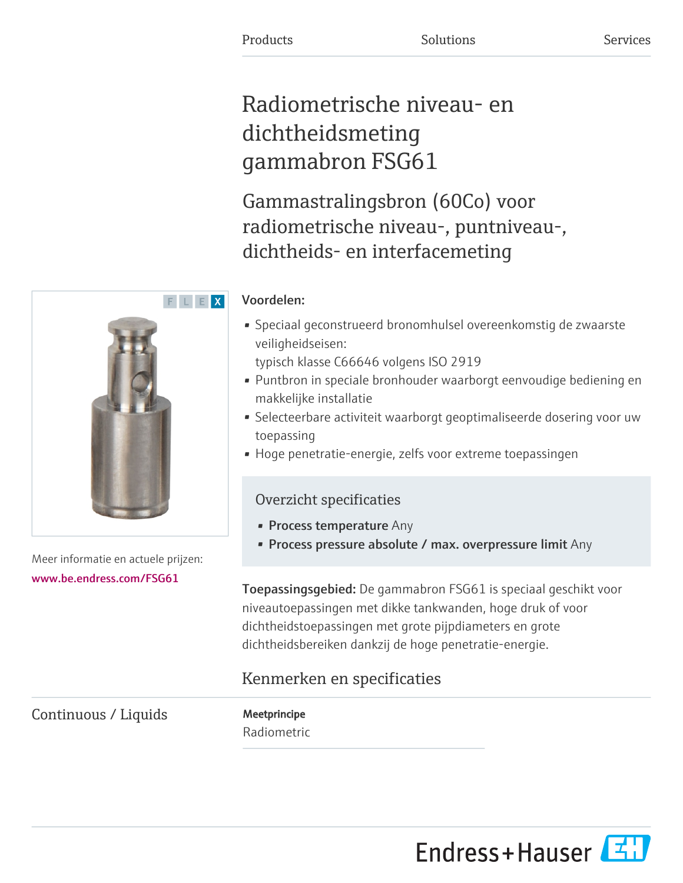Products | Solutions | Services

# Radiometrische niveau- en dichtheidsmeting gammabron FSG61

## Gammastralingsbron (60Co) voor radiometrische niveau-, puntniveau-, dichtheids- en interfacemeting

Meer informatie en actuele prijzen:
www.be.endress.com/FSG61

**Voordelen:**

- Speciaal geconstrueerd bronomhulsel overeenkomstig de zwaarste veiligheidseisen: typisch klasse C66646 volgens ISO 2919
- Puntbron in speciale bronhouder waarborgt eenvoudige bediening en makkelijke installatie
- Selecteerbare activiteit waarborgt geoptimaliseerde dosering voor uw toepassing
- Hoge penetratie-energie, zelfs voor extreme toepassingen

### Overzicht specificaties

- **Process temperature** Any
- **Process pressure absolute / max. overpressure limit** Any

**Toepassingsgebied:** De gammabron FSG61 is speciaal geschikt voor niveautoepassingen met dikke tankwanden, hoge druk of voor dichtheidstoepassingen met grote pijpdiameters en grote dichtheidsbereiken dankzij de hoge penetratie-energie.

## Kenmerken en specificaties

### Continuous / Liquids

**Meetprincipe**

Radiometric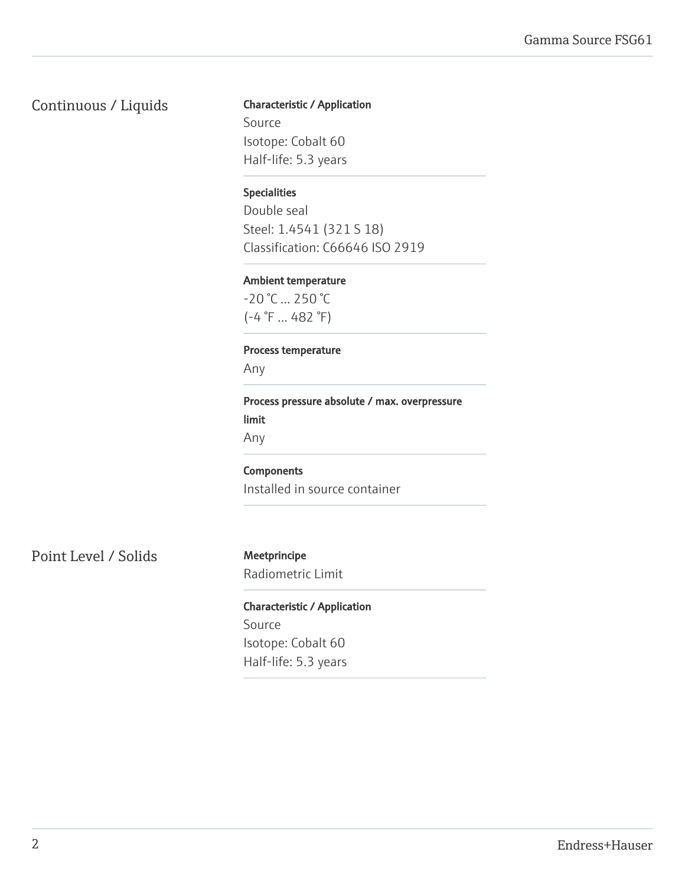## Continuous / Liquids

**Characteristic / Application**
Source
Isotope: Cobalt 60
Half-life: 5.3 years

**Specialities**
Double seal
Steel: 1.4541 (321 S 18)
Classification: C66646 ISO 2919

**Ambient temperature**
-20 °C ... 250 °C
(-4 °F ... 482 °F)

**Process temperature**
Any

**Process pressure absolute / max. overpressure limit**
Any

**Components**
Installed in source container

## Point Level / Solids

**Meetprincipe**
Radiometric Limit

**Characteristic / Application**
Source
Isotope: Cobalt 60
Half-life: 5.3 years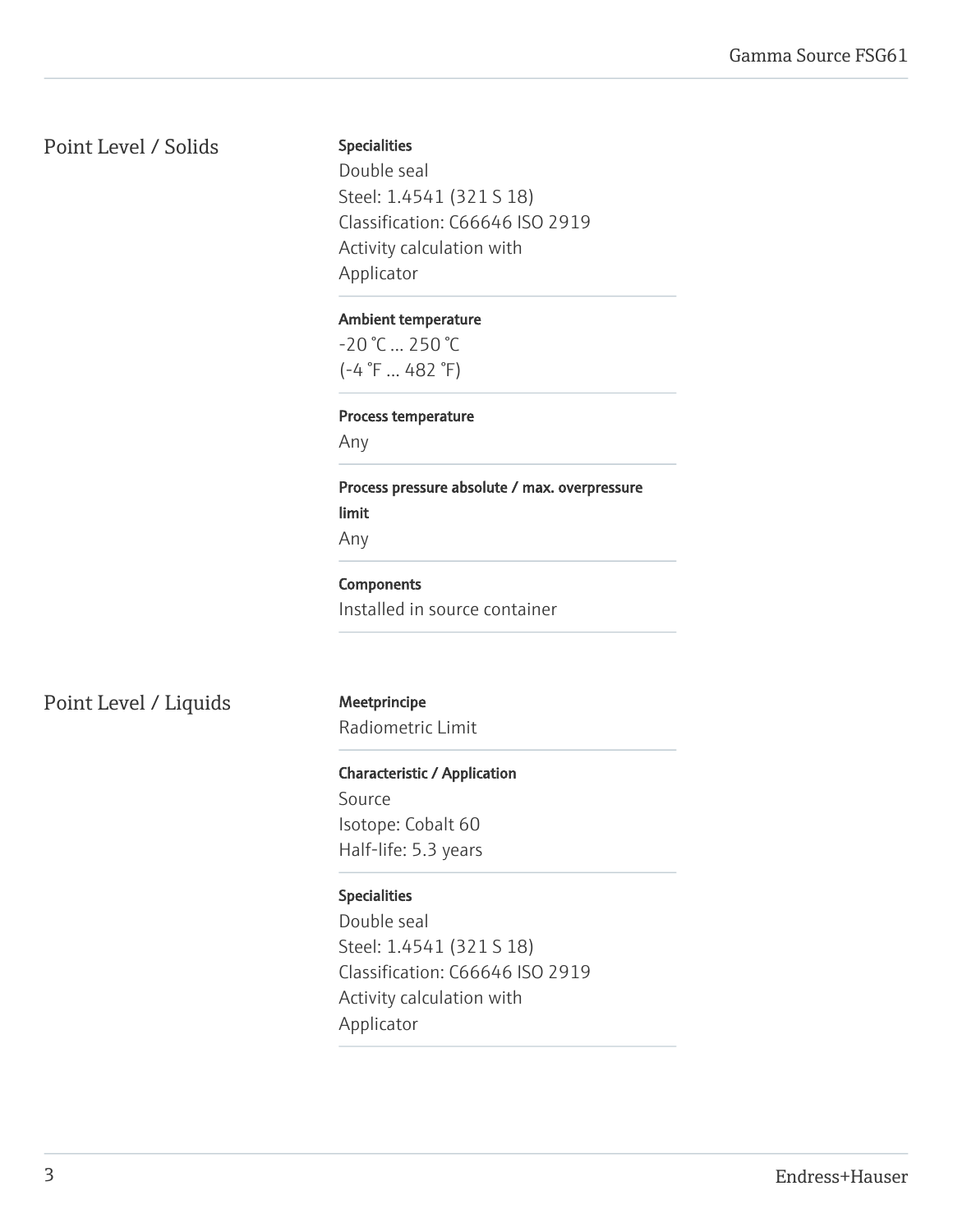## Point Level / Solids

**Specialities**

Double seal
Steel: 1.4541 (321 S 18)
Classification: C66646 ISO 2919
Activity calculation with
Applicator

**Ambient temperature**

-20 °C ... 250 °C
(-4 °F ... 482 °F)

**Process temperature**

Any

**Process pressure absolute / max. overpressure limit**

Any

**Components**

Installed in source container

## Point Level / Liquids

**Meetprincipe**

Radiometric Limit

**Characteristic / Application**

Source
Isotope: Cobalt 60
Half-life: 5.3 years

**Specialities**

Double seal
Steel: 1.4541 (321 S 18)
Classification: C66646 ISO 2919
Activity calculation with
Applicator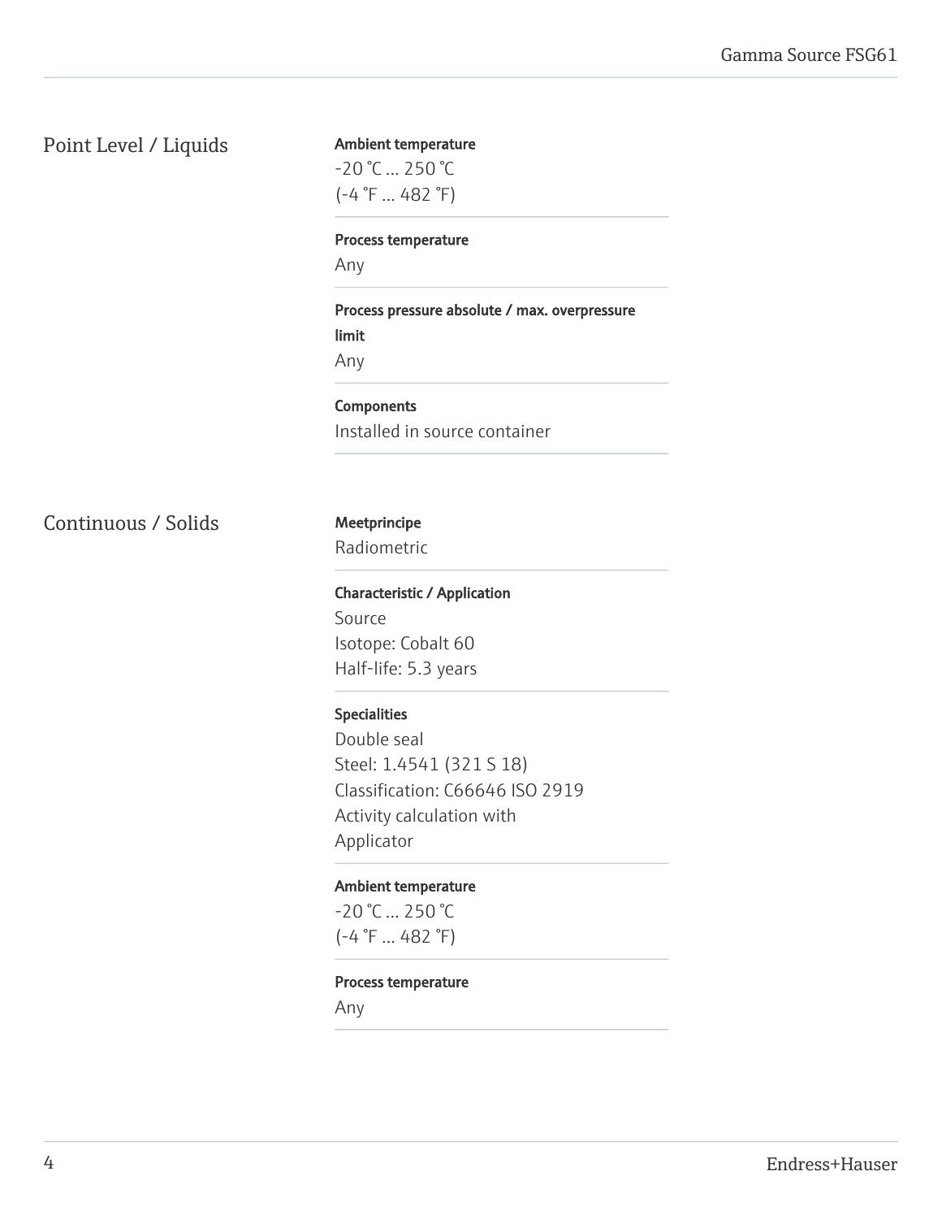## Point Level / Liquids

**Ambient temperature**
-20 °C ... 250 °C
(-4 °F ... 482 °F)

**Process temperature**
Any

**Process pressure absolute / max. overpressure limit**
Any

**Components**
Installed in source container

## Continuous / Solids

**Meetprincipe**
Radiometric

**Characteristic / Application**
Source
Isotope: Cobalt 60
Half-life: 5.3 years

**Specialities**
Double seal
Steel: 1.4541 (321 S 18)
Classification: C66646 ISO 2919
Activity calculation with
Applicator

**Ambient temperature**
-20 °C ... 250 °C
(-4 °F ... 482 °F)

**Process temperature**
Any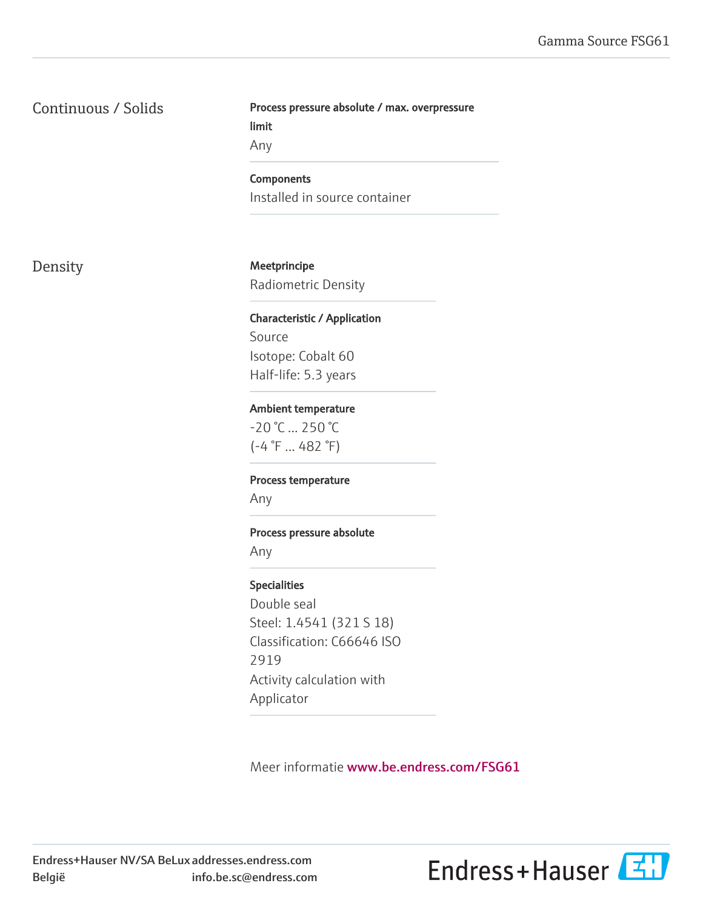## Continuous / Solids

**Process pressure absolute / max. overpressure limit**
Any

**Components**
Installed in source container

## Density

**Meetprincipe**
Radiometric Density

**Characteristic / Application**
Source
Isotope: Cobalt 60
Half-life: 5.3 years

**Ambient temperature**
-20 °C ... 250 °C
(-4 °F ... 482 °F)

**Process temperature**
Any

**Process pressure absolute**
Any

**Specialities**
Double seal
Steel: 1.4541 (321 S 18)
Classification: C66646 ISO 2919
Activity calculation with Applicator

Meer informatie www.be.endress.com/FSG61

Endress+Hauser NV/SA BeLux
België
addresses.endress.com
info.be.sc@endress.com